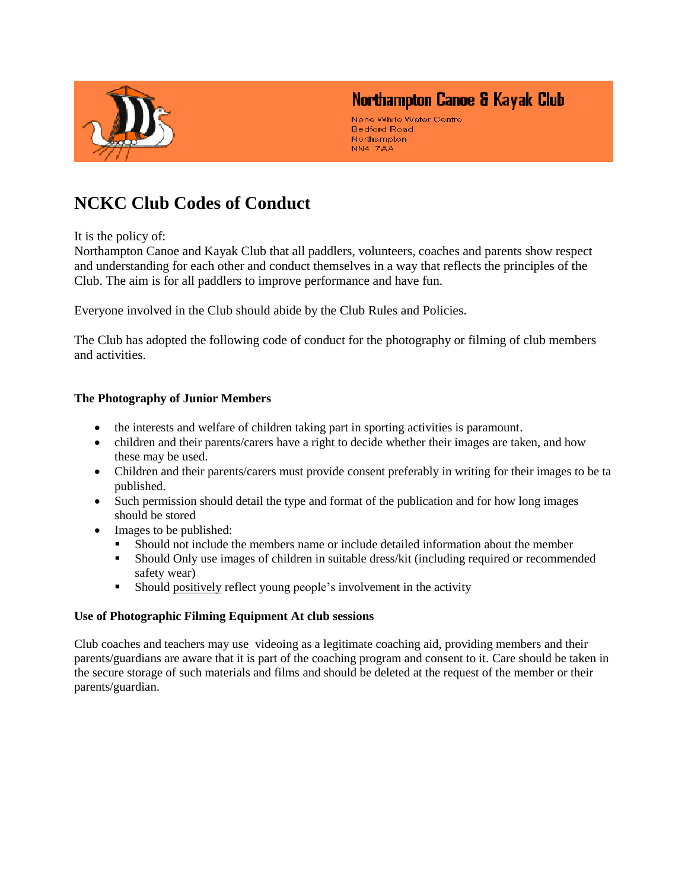Northampton Canoe & Kayak Club

Nene White Water Centre
Bedford Road
Northampton
NN4 7AA

# NCKC Club Codes of Conduct

It is the policy of:
Northampton Canoe and Kayak Club that all paddlers, volunteers, coaches and parents show respect and understanding for each other and conduct themselves in a way that reflects the principles of the Club. The aim is for all paddlers to improve performance and have fun.

Everyone involved in the Club should abide by the Club Rules and Policies.

The Club has adopted the following code of conduct for the photography or filming of club members and activities.

**The Photography of Junior Members**

- the interests and welfare of children taking part in sporting activities is paramount.
- children and their parents/carers have a right to decide whether their images are taken, and how these may be used.
- Children and their parents/carers must provide consent preferably in writing for their images to be ta published.
- Such permission should detail the type and format of the publication and for how long images should be stored
- Images to be published:
  - Should not include the members name or include detailed information about the member
  - Should Only use images of children in suitable dress/kit (including required or recommended safety wear)
  - Should positively reflect young people's involvement in the activity

**Use of Photographic Filming Equipment At club sessions**

Club coaches and teachers may use videoing as a legitimate coaching aid, providing members and their parents/guardians are aware that it is part of the coaching program and consent to it. Care should be taken in the secure storage of such materials and films and should be deleted at the request of the member or their parents/guardian.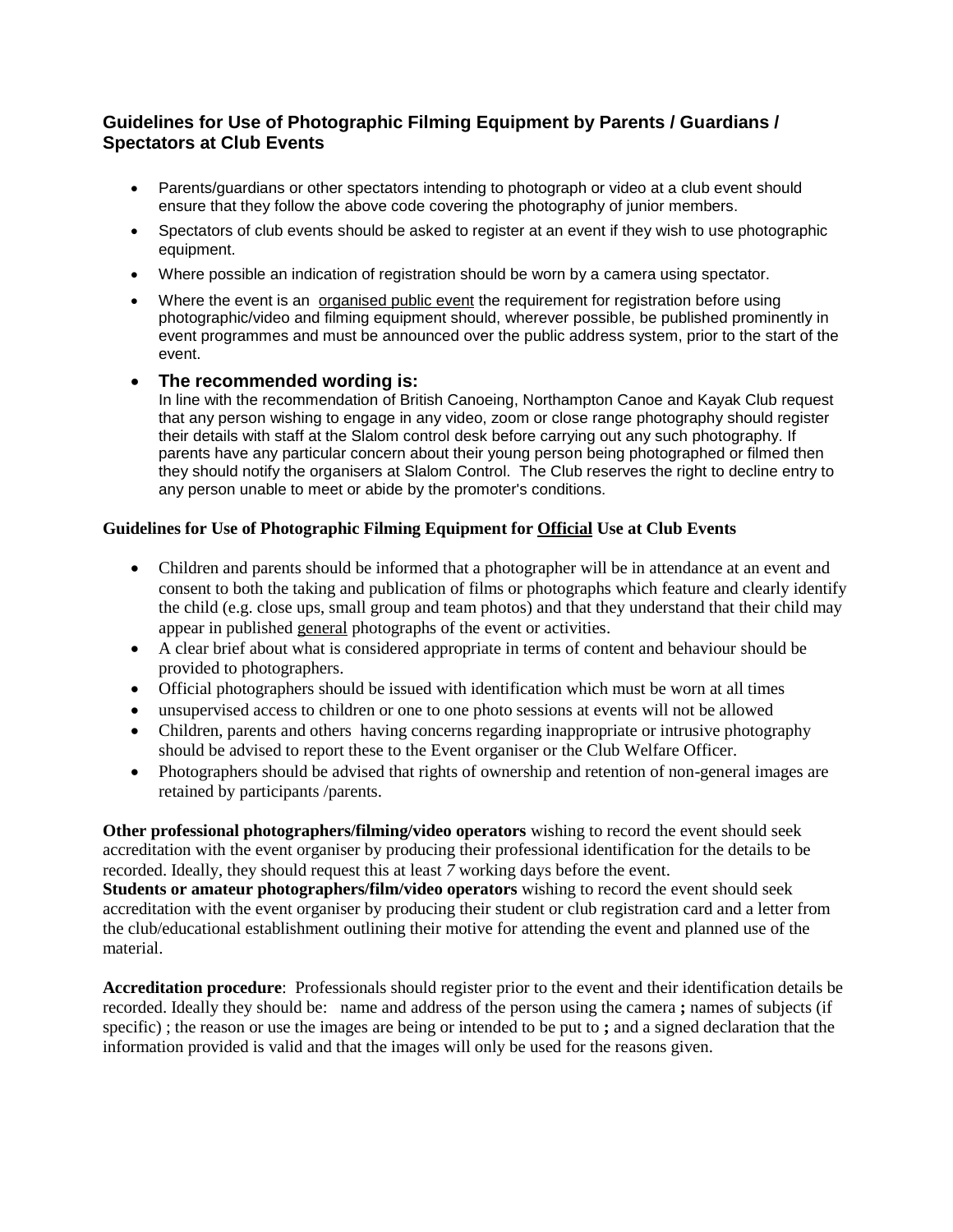### Guidelines for Use of Photographic Filming Equipment by Parents / Guardians / Spectators at Club Events

- Parents/guardians or other spectators intending to photograph or video at a club event should ensure that they follow the above code covering the photography of junior members.
- Spectators of club events should be asked to register at an event if they wish to use photographic equipment.
- Where possible an indication of registration should be worn by a camera using spectator.
- Where the event is an <u>organised public event</u> the requirement for registration before using photographic/video and filming equipment should, wherever possible, be published prominently in event programmes and must be announced over the public address system, prior to the start of the event.
- **The recommended wording is:**
  In line with the recommendation of British Canoeing, Northampton Canoe and Kayak Club request that any person wishing to engage in any video, zoom or close range photography should register their details with staff at the Slalom control desk before carrying out any such photography. If parents have any particular concern about their young person being photographed or filmed then they should notify the organisers at Slalom Control. The Club reserves the right to decline entry to any person unable to meet or abide by the promoter's conditions.

### Guidelines for Use of Photographic Filming Equipment for <u>Official</u> Use at Club Events

- Children and parents should be informed that a photographer will be in attendance at an event and consent to both the taking and publication of films or photographs which feature and clearly identify the child (e.g. close ups, small group and team photos) and that they understand that their child may appear in published <u>general</u> photographs of the event or activities.
- A clear brief about what is considered appropriate in terms of content and behaviour should be provided to photographers.
- Official photographers should be issued with identification which must be worn at all times
- unsupervised access to children or one to one photo sessions at events will not be allowed
- Children, parents and others having concerns regarding inappropriate or intrusive photography should be advised to report these to the Event organiser or the Club Welfare Officer.
- Photographers should be advised that rights of ownership and retention of non-general images are retained by participants /parents.

**Other professional photographers/filming/video operators** wishing to record the event should seek accreditation with the event organiser by producing their professional identification for the details to be recorded. Ideally, they should request this at least *7* working days before the event.

**Students or amateur photographers/film/video operators** wishing to record the event should seek accreditation with the event organiser by producing their student or club registration card and a letter from the club/educational establishment outlining their motive for attending the event and planned use of the material.

**Accreditation procedure**: Professionals should register prior to the event and their identification details be recorded. Ideally they should be: name and address of the person using the camera **;** names of subjects (if specific) ; the reason or use the images are being or intended to be put to **;** and a signed declaration that the information provided is valid and that the images will only be used for the reasons given.